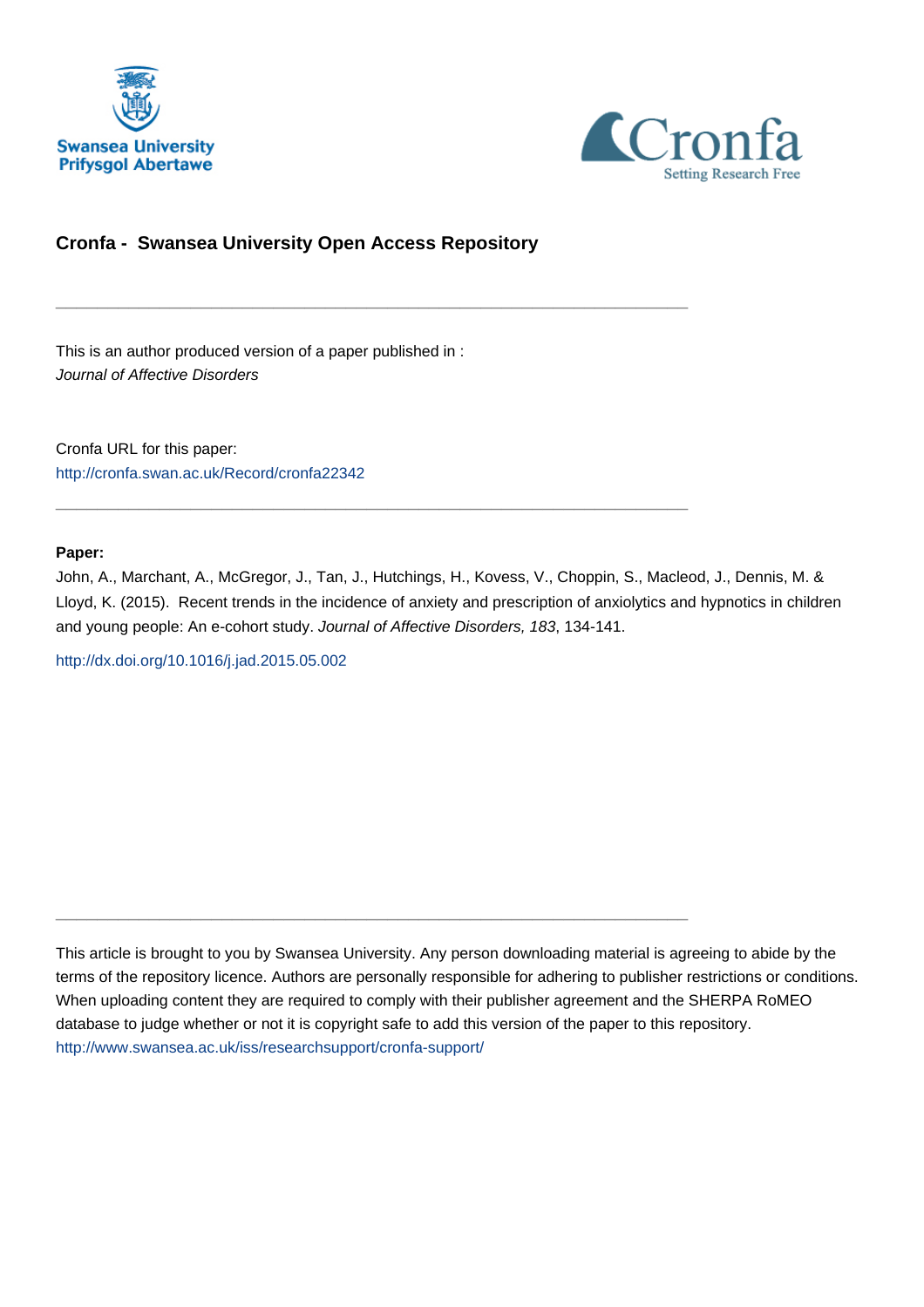Swansea University
Prifysgol Abertawe

Cronfa
Setting Research Free

## Cronfa - Swansea University Open Access Repository

---

This is an author produced version of a paper published in :
*Journal of Affective Disorders*

Cronfa URL for this paper:
http://cronfa.swan.ac.uk/Record/cronfa22342

---

**Paper:**

John, A., Marchant, A., McGregor, J., Tan, J., Hutchings, H., Kovess, V., Choppin, S., Macleod, J., Dennis, M. & Lloyd, K. (2015). Recent trends in the incidence of anxiety and prescription of anxiolytics and hypnotics in children and young people: An e-cohort study. *Journal of Affective Disorders, 183*, 134-141.

http://dx.doi.org/10.1016/j.jad.2015.05.002

---

This article is brought to you by Swansea University. Any person downloading material is agreeing to abide by the terms of the repository licence. Authors are personally responsible for adhering to publisher restrictions or conditions. When uploading content they are required to comply with their publisher agreement and the SHERPA RoMEO database to judge whether or not it is copyright safe to add this version of the paper to this repository.
http://www.swansea.ac.uk/iss/researchsupport/cronfa-support/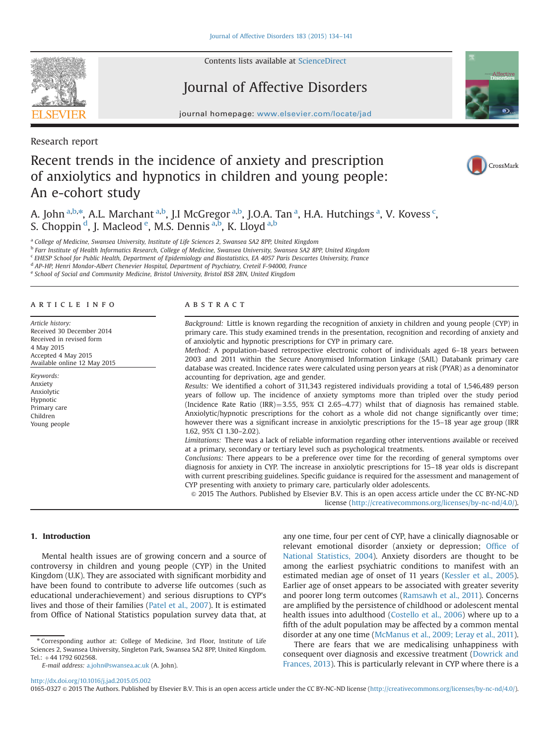Research report

# Recent trends in the incidence of anxiety and prescription of anxiolytics and hypnotics in children and young people: An e-cohort study

A. John [a,b,*], A.L. Marchant [a,b], J.I McGregor [a,b], J.O.A. Tan [a], H.A. Hutchings [a], V. Kovess [c], S. Choppin [d], J. Macleod [e], M.S. Dennis [a,b], K. Lloyd [a,b]

[a] College of Medicine, Swansea University, Institute of Life Sciences 2, Swansea SA2 8PP, United Kingdom
[b] Farr Institute of Health Informatics Research, College of Medicine, Swansea University, Swansea SA2 8PP, United Kingdom
[c] EHESP School for Public Health, Department of Epidemiology and Biostatistics, EA 4057 Paris Descartes University, France
[d] AP-HP, Henri Mondor-Albert Chenevier Hospital, Department of Psychiatry, Creteil F-94000, France
[e] School of Social and Community Medicine, Bristol University, Bristol BS8 2BN, United Kingdom

## ARTICLE INFO

*Article history:*
Received 30 December 2014
Received in revised form
4 May 2015
Accepted 4 May 2015
Available online 12 May 2015

*Keywords:*
Anxiety
Anxiolytic
Hypnotic
Primary care
Children
Young people

## ABSTRACT

*Background:* Little is known regarding the recognition of anxiety in children and young people (CYP) in primary care. This study examined trends in the presentation, recognition and recording of anxiety and of anxiolytic and hypnotic prescriptions for CYP in primary care.

*Method:* A population-based retrospective electronic cohort of individuals aged 6–18 years between 2003 and 2011 within the Secure Anonymised Information Linkage (SAIL) Databank primary care database was created. Incidence rates were calculated using person years at risk (PYAR) as a denominator accounting for deprivation, age and gender.

*Results:* We identified a cohort of 311,343 registered individuals providing a total of 1,546,489 person years of follow up. The incidence of anxiety symptoms more than tripled over the study period (Incidence Rate Ratio (IRR)=3.55, 95% CI 2.65–4.77) whilst that of diagnosis has remained stable. Anxiolytic/hypnotic prescriptions for the cohort as a whole did not change significantly over time; however there was a significant increase in anxiolytic prescriptions for the 15–18 year age group (IRR 1.62, 95% CI 1.30–2.02).

*Limitations:* There was a lack of reliable information regarding other interventions available or received at a primary, secondary or tertiary level such as psychological treatments.

*Conclusions:* There appears to be a preference over time for the recording of general symptoms over diagnosis for anxiety in CYP. The increase in anxiolytic prescriptions for 15–18 year olds is discrepant with current prescribing guidelines. Specific guidance is required for the assessment and management of CYP presenting with anxiety to primary care, particularly older adolescents.

© 2015 The Authors. Published by Elsevier B.V. This is an open access article under the CC BY-NC-ND license (http://creativecommons.org/licenses/by-nc-nd/4.0/).

## 1. Introduction

Mental health issues are of growing concern and a source of controversy in children and young people (CYP) in the United Kingdom (U.K). They are associated with significant morbidity and have been found to contribute to adverse life outcomes (such as educational underachievement) and serious disruptions to CYP's lives and those of their families (Patel et al., 2007). It is estimated from Office of National Statistics population survey data that, at any one time, four per cent of CYP, have a clinically diagnosable or relevant emotional disorder (anxiety or depression; Office of National Statistics, 2004). Anxiety disorders are thought to be among the earliest psychiatric conditions to manifest with an estimated median age of onset of 11 years (Kessler et al., 2005). Earlier age of onset appears to be associated with greater severity and poorer long term outcomes (Ramsawh et al., 2011). Concerns are amplified by the persistence of childhood or adolescent mental health issues into adulthood (Costello et al., 2006) where up to a fifth of the adult population may be affected by a common mental disorder at any one time (McManus et al., 2009; Leray et al., 2011).

There are fears that we are medicalising unhappiness with consequent over diagnosis and excessive treatment (Dowrick and Frances, 2013). This is particularly relevant in CYP where there is a

* Corresponding author at: College of Medicine, 3rd Floor, Institute of Life Sciences 2, Swansea University, Singleton Park, Swansea SA2 8PP, United Kingdom. Tel.: +44 1792 602568.
*E-mail address:* a.john@swansea.ac.uk (A. John).

http://dx.doi.org/10.1016/j.jad.2015.05.002
0165-0327 © 2015 The Authors. Published by Elsevier B.V. This is an open access article under the CC BY-NC-ND license (http://creativecommons.org/licenses/by-nc-nd/4.0/).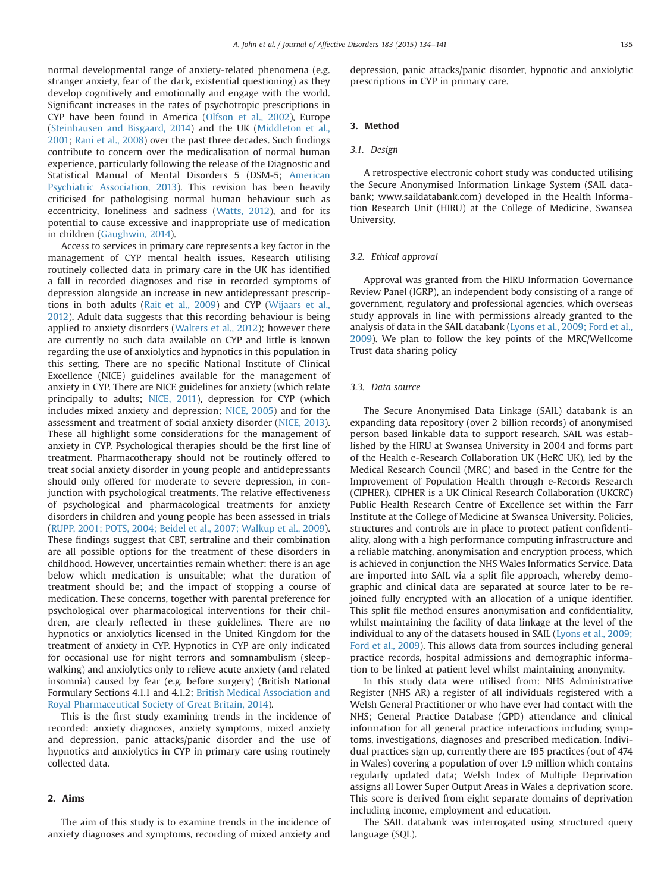normal developmental range of anxiety-related phenomena (e.g. stranger anxiety, fear of the dark, existential questioning) as they develop cognitively and emotionally and engage with the world. Significant increases in the rates of psychotropic prescriptions in CYP have been found in America (Olfson et al., 2002), Europe (Steinhausen and Bisgaard, 2014) and the UK (Middleton et al., 2001; Rani et al., 2008) over the past three decades. Such findings contribute to concern over the medicalisation of normal human experience, particularly following the release of the Diagnostic and Statistical Manual of Mental Disorders 5 (DSM-5; American Psychiatric Association, 2013). This revision has been heavily criticised for pathologising normal human behaviour such as eccentricity, loneliness and sadness (Watts, 2012), and for its potential to cause excessive and inappropriate use of medication in children (Gaughwin, 2014).

Access to services in primary care represents a key factor in the management of CYP mental health issues. Research utilising routinely collected data in primary care in the UK has identified a fall in recorded diagnoses and rise in recorded symptoms of depression alongside an increase in new antidepressant prescriptions in both adults (Rait et al., 2009) and CYP (Wijlaars et al., 2012). Adult data suggests that this recording behaviour is being applied to anxiety disorders (Walters et al., 2012); however there are currently no such data available on CYP and little is known regarding the use of anxiolytics and hypnotics in this population in this setting. There are no specific National Institute of Clinical Excellence (NICE) guidelines available for the management of anxiety in CYP. There are NICE guidelines for anxiety (which relate principally to adults; NICE, 2011), depression for CYP (which includes mixed anxiety and depression; NICE, 2005) and for the assessment and treatment of social anxiety disorder (NICE, 2013). These all highlight some considerations for the management of anxiety in CYP. Psychological therapies should be the first line of treatment. Pharmacotherapy should not be routinely offered to treat social anxiety disorder in young people and antidepressants should only offered for moderate to severe depression, in conjunction with psychological treatments. The relative effectiveness of psychological and pharmacological treatments for anxiety disorders in children and young people has been assessed in trials (RUPP, 2001; POTS, 2004; Beidel et al., 2007; Walkup et al., 2009). These findings suggest that CBT, sertraline and their combination are all possible options for the treatment of these disorders in childhood. However, uncertainties remain whether: there is an age below which medication is unsuitable; what the duration of treatment should be; and the impact of stopping a course of medication. These concerns, together with parental preference for psychological over pharmacological interventions for their children, are clearly reflected in these guidelines. There are no hypnotics or anxiolytics licensed in the United Kingdom for the treatment of anxiety in CYP. Hypnotics in CYP are only indicated for occasional use for night terrors and somnambulism (sleep-walking) and anxiolytics only to relieve acute anxiety (and related insomnia) caused by fear (e.g. before surgery) (British National Formulary Sections 4.1.1 and 4.1.2; British Medical Association and Royal Pharmaceutical Society of Great Britain, 2014).

This is the first study examining trends in the incidence of recorded: anxiety diagnoses, anxiety symptoms, mixed anxiety and depression, panic attacks/panic disorder and the use of hypnotics and anxiolytics in CYP in primary care using routinely collected data.

## 2. Aims

The aim of this study is to examine trends in the incidence of anxiety diagnoses and symptoms, recording of mixed anxiety and depression, panic attacks/panic disorder, hypnotic and anxiolytic prescriptions in CYP in primary care.

## 3. Method

### 3.1. Design

A retrospective electronic cohort study was conducted utilising the Secure Anonymised Information Linkage System (SAIL databank; www.saildatabank.com) developed in the Health Information Research Unit (HIRU) at the College of Medicine, Swansea University.

### 3.2. Ethical approval

Approval was granted from the HIRU Information Governance Review Panel (IGRP), an independent body consisting of a range of government, regulatory and professional agencies, which overseas study approvals in line with permissions already granted to the analysis of data in the SAIL databank (Lyons et al., 2009; Ford et al., 2009). We plan to follow the key points of the MRC/Wellcome Trust data sharing policy

### 3.3. Data source

The Secure Anonymised Data Linkage (SAIL) databank is an expanding data repository (over 2 billion records) of anonymised person based linkable data to support research. SAIL was established by the HIRU at Swansea University in 2004 and forms part of the Health e-Research Collaboration UK (HeRC UK), led by the Medical Research Council (MRC) and based in the Centre for the Improvement of Population Health through e-Records Research (CIPHER). CIPHER is a UK Clinical Research Collaboration (UKCRC) Public Health Research Centre of Excellence set within the Farr Institute at the College of Medicine at Swansea University. Policies, structures and controls are in place to protect patient confidentiality, along with a high performance computing infrastructure and a reliable matching, anonymisation and encryption process, which is achieved in conjunction the NHS Wales Informatics Service. Data are imported into SAIL via a split file approach, whereby demographic and clinical data are separated at source later to be re-joined fully encrypted with an allocation of a unique identifier. This split file method ensures anonymisation and confidentiality, whilst maintaining the facility of data linkage at the level of the individual to any of the datasets housed in SAIL (Lyons et al., 2009; Ford et al., 2009). This allows data from sources including general practice records, hospital admissions and demographic information to be linked at patient level whilst maintaining anonymity.

In this study data were utilised from: NHS Administrative Register (NHS AR) a register of all individuals registered with a Welsh General Practitioner or who have ever had contact with the NHS; General Practice Database (GPD) attendance and clinical information for all general practice interactions including symptoms, investigations, diagnoses and prescribed medication. Individual practices sign up, currently there are 195 practices (out of 474 in Wales) covering a population of over 1.9 million which contains regularly updated data; Welsh Index of Multiple Deprivation assigns all Lower Super Output Areas in Wales a deprivation score. This score is derived from eight separate domains of deprivation including income, employment and education.

The SAIL databank was interrogated using structured query language (SQL).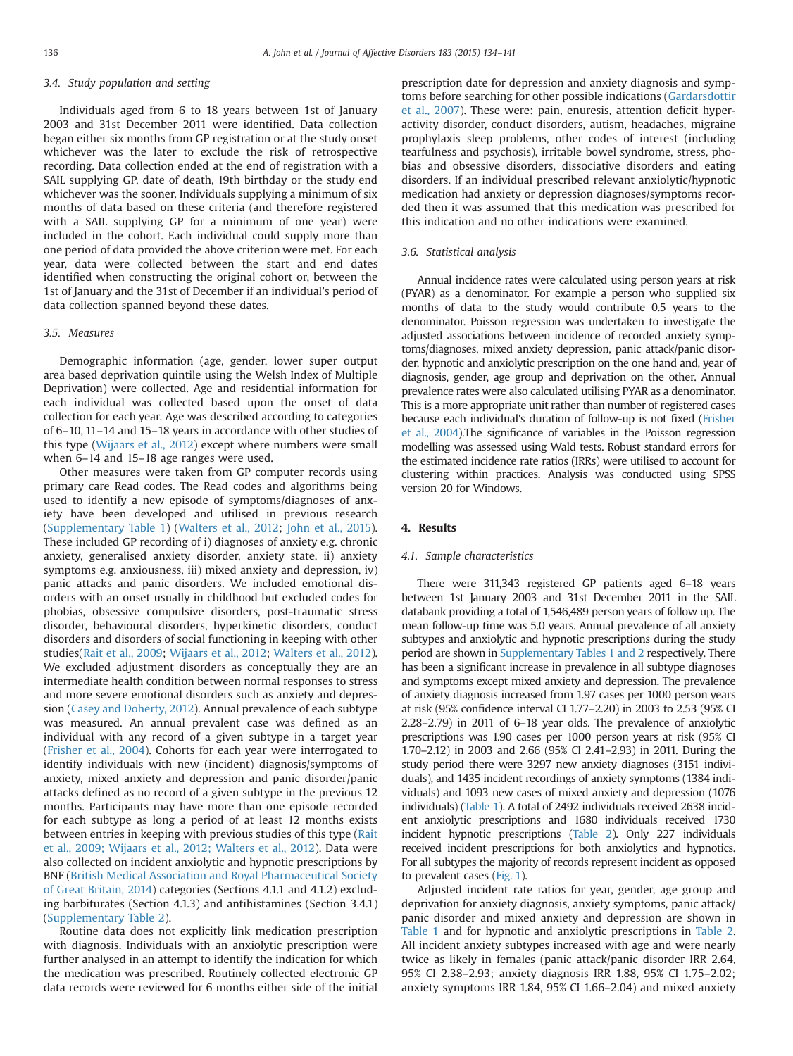### 3.4. Study population and setting

Individuals aged from 6 to 18 years between 1st of January 2003 and 31st December 2011 were identified. Data collection began either six months from GP registration or at the study onset whichever was the later to exclude the risk of retrospective recording. Data collection ended at the end of registration with a SAIL supplying GP, date of death, 19th birthday or the study end whichever was the sooner. Individuals supplying a minimum of six months of data based on these criteria (and therefore registered with a SAIL supplying GP for a minimum of one year) were included in the cohort. Each individual could supply more than one period of data provided the above criterion were met. For each year, data were collected between the start and end dates identified when constructing the original cohort or, between the 1st of January and the 31st of December if an individual's period of data collection spanned beyond these dates.

### 3.5. Measures

Demographic information (age, gender, lower super output area based deprivation quintile using the Welsh Index of Multiple Deprivation) were collected. Age and residential information for each individual was collected based upon the onset of data collection for each year. Age was described according to categories of 6–10, 11–14 and 15–18 years in accordance with other studies of this type (Wijaars et al., 2012) except where numbers were small when 6–14 and 15–18 age ranges were used.

Other measures were taken from GP computer records using primary care Read codes. The Read codes and algorithms being used to identify a new episode of symptoms/diagnoses of anxiety have been developed and utilised in previous research (Supplementary Table 1) (Walters et al., 2012; John et al., 2015). These included GP recording of i) diagnoses of anxiety e.g. chronic anxiety, generalised anxiety disorder, anxiety state, ii) anxiety symptoms e.g. anxiousness, iii) mixed anxiety and depression, iv) panic attacks and panic disorders. We included emotional disorders with an onset usually in childhood but excluded codes for phobias, obsessive compulsive disorders, post-traumatic stress disorder, behavioural disorders, hyperkinetic disorders, conduct disorders and disorders of social functioning in keeping with other studies(Rait et al., 2009; Wijaars et al., 2012; Walters et al., 2012). We excluded adjustment disorders as conceptually they are an intermediate health condition between normal responses to stress and more severe emotional disorders such as anxiety and depression (Casey and Doherty, 2012). Annual prevalence of each subtype was measured. An annual prevalent case was defined as an individual with any record of a given subtype in a target year (Frisher et al., 2004). Cohorts for each year were interrogated to identify individuals with new (incident) diagnosis/symptoms of anxiety, mixed anxiety and depression and panic disorder/panic attacks defined as no record of a given subtype in the previous 12 months. Participants may have more than one episode recorded for each subtype as long a period of at least 12 months exists between entries in keeping with previous studies of this type (Rait et al., 2009; Wijaars et al., 2012; Walters et al., 2012). Data were also collected on incident anxiolytic and hypnotic prescriptions by BNF (British Medical Association and Royal Pharmaceutical Society of Great Britain, 2014) categories (Sections 4.1.1 and 4.1.2) excluding barbiturates (Section 4.1.3) and antihistamines (Section 3.4.1) (Supplementary Table 2).

Routine data does not explicitly link medication prescription with diagnosis. Individuals with an anxiolytic prescription were further analysed in an attempt to identify the indication for which the medication was prescribed. Routinely collected electronic GP data records were reviewed for 6 months either side of the initial prescription date for depression and anxiety diagnosis and symptoms before searching for other possible indications (Gardarsdottir et al., 2007). These were: pain, enuresis, attention deficit hyperactivity disorder, conduct disorders, autism, headaches, migraine prophylaxis sleep problems, other codes of interest (including tearfulness and psychosis), irritable bowel syndrome, stress, phobias and obsessive disorders, dissociative disorders and eating disorders. If an individual prescribed relevant anxiolytic/hypnotic medication had anxiety or depression diagnoses/symptoms recorded then it was assumed that this medication was prescribed for this indication and no other indications were examined.

### 3.6. Statistical analysis

Annual incidence rates were calculated using person years at risk (PYAR) as a denominator. For example a person who supplied six months of data to the study would contribute 0.5 years to the denominator. Poisson regression was undertaken to investigate the adjusted associations between incidence of recorded anxiety symptoms/diagnoses, mixed anxiety depression, panic attack/panic disorder, hypnotic and anxiolytic prescription on the one hand and, year of diagnosis, gender, age group and deprivation on the other. Annual prevalence rates were also calculated utilising PYAR as a denominator. This is a more appropriate unit rather than number of registered cases because each individual's duration of follow-up is not fixed (Frisher et al., 2004).The significance of variables in the Poisson regression modelling was assessed using Wald tests. Robust standard errors for the estimated incidence rate ratios (IRRs) were utilised to account for clustering within practices. Analysis was conducted using SPSS version 20 for Windows.

## 4. Results

### 4.1. Sample characteristics

There were 311,343 registered GP patients aged 6–18 years between 1st January 2003 and 31st December 2011 in the SAIL databank providing a total of 1,546,489 person years of follow up. The mean follow-up time was 5.0 years. Annual prevalence of all anxiety subtypes and anxiolytic and hypnotic prescriptions during the study period are shown in Supplementary Tables 1 and 2 respectively. There has been a significant increase in prevalence in all subtype diagnoses and symptoms except mixed anxiety and depression. The prevalence of anxiety diagnosis increased from 1.97 cases per 1000 person years at risk (95% confidence interval CI 1.77–2.20) in 2003 to 2.53 (95% CI 2.28–2.79) in 2011 of 6–18 year olds. The prevalence of anxiolytic prescriptions was 1.90 cases per 1000 person years at risk (95% CI 1.70–2.12) in 2003 and 2.66 (95% CI 2.41–2.93) in 2011. During the study period there were 3297 new anxiety diagnoses (3151 individuals), and 1435 incident recordings of anxiety symptoms (1384 individuals) and 1093 new cases of mixed anxiety and depression (1076 individuals) (Table 1). A total of 2492 individuals received 2638 incident anxiolytic prescriptions and 1680 individuals received 1730 incident hypnotic prescriptions (Table 2). Only 227 individuals received incident prescriptions for both anxiolytics and hypnotics. For all subtypes the majority of records represent incident as opposed to prevalent cases (Fig. 1).

Adjusted incident rate ratios for year, gender, age group and deprivation for anxiety diagnosis, anxiety symptoms, panic attack/panic disorder and mixed anxiety and depression are shown in Table 1 and for hypnotic and anxiolytic prescriptions in Table 2. All incident anxiety subtypes increased with age and were nearly twice as likely in females (panic attack/panic disorder IRR 2.64, 95% CI 2.38–2.93; anxiety diagnosis IRR 1.88, 95% CI 1.75–2.02; anxiety symptoms IRR 1.84, 95% CI 1.66–2.04) and mixed anxiety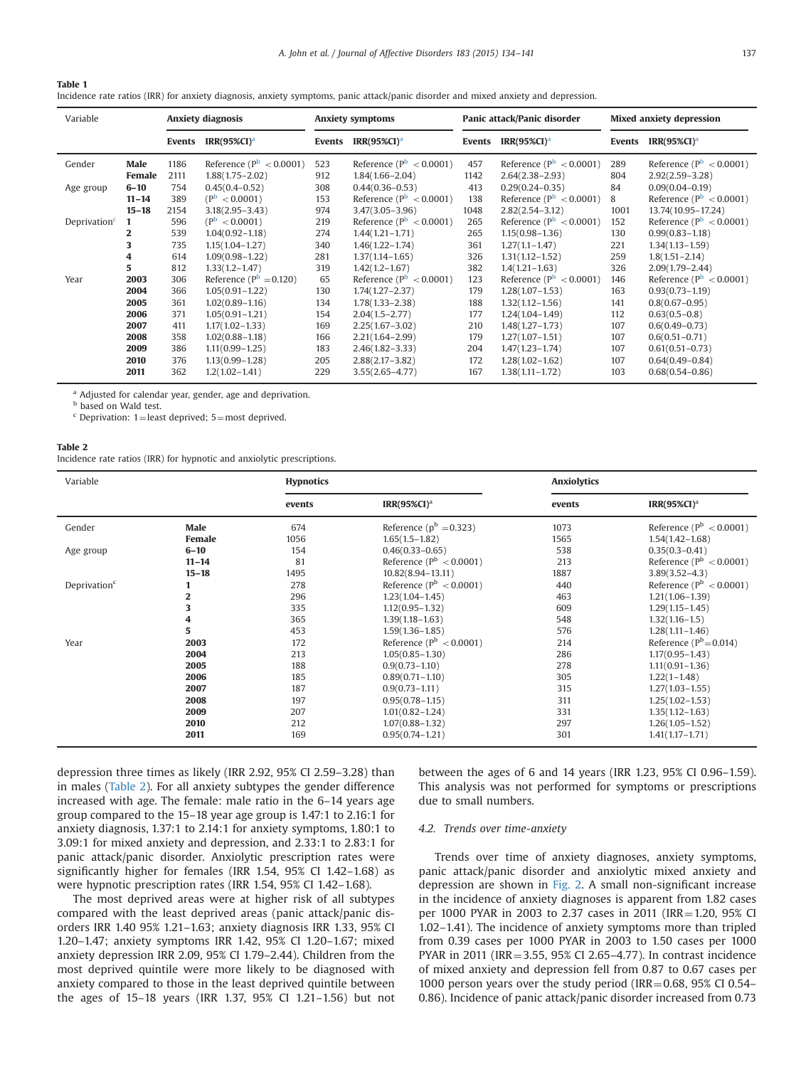**Table 1**
Incidence rate ratios (IRR) for anxiety diagnosis, anxiety symptoms, panic attack/panic disorder and mixed anxiety and depression.

| Variable | | Anxiety diagnosis | | Anxiety symptoms | | Panic attack/Panic disorder | | Mixed anxiety depression | |
|---|---|---|---|---|---|---|---|---|---|
| | | Events | IRR(95%CI)[a] | Events | IRR(95%CI)[a] | Events | IRR(95%CI)[a] | Events | IRR(95%CI)[a] |
| Gender | **Male** | 1186 | Reference ($P^b$ <0.0001) | 523 | Reference ($P^b$ <0.0001) | 457 | Reference ($P^b$ <0.0001) | 289 | Reference ($P^b$ <0.0001) |
| | **Female** | 2111 | 1.88(1.75–2.02) | 912 | 1.84(1.66–2.04) | 1142 | 2.64(2.38–2.93) | 804 | 2.92(2.59–3.28) |
| Age group | **6–10** | 754 | 0.45(0.4–0.52) | 308 | 0.44(0.36–0.53) | 413 | 0.29(0.24–0.35) | 84 | 0.09(0.04–0.19) |
| | **11–14** | 389 | ($P^b$ <0.0001) | 153 | Reference ($P^b$ <0.0001) | 138 | Reference ($P^b$ <0.0001) | 8 | Reference ($P^b$ <0.0001) |
| | **15–18** | 2154 | 3.18(2.95–3.43) | 974 | 3.47(3.05–3.96) | 1048 | 2.82(2.54–3.12) | 1001 | 13.74(10.95–17.24) |
| Deprivation[c] | **1** | 596 | ($P^b$ <0.0001) | 219 | Reference ($P^b$ <0.0001) | 265 | Reference ($P^b$ <0.0001) | 152 | Reference ($P^b$ <0.0001) |
| | **2** | 539 | 1.04(0.92–1.18) | 274 | 1.44(1.21–1.71) | 265 | 1.15(0.98–1.36) | 130 | 0.99(0.83–1.18) |
| | **3** | 735 | 1.15(1.04–1.27) | 340 | 1.46(1.22–1.74) | 361 | 1.27(1.1–1.47) | 221 | 1.34(1.13–1.59) |
| | **4** | 614 | 1.09(0.98–1.22) | 281 | 1.37(1.14–1.65) | 326 | 1.31(1.12–1.52) | 259 | 1.8(1.51–2.14) |
| | **5** | 812 | 1.33(1.2–1.47) | 319 | 1.42(1.2–1.67) | 382 | 1.4(1.21–1.63) | 326 | 2.09(1.79–2.44) |
| Year | **2003** | 306 | Reference ($P^b$ =0.120) | 65 | Reference ($P^b$ <0.0001) | 123 | Reference ($P^b$ <0.0001) | 146 | Reference ($P^b$ <0.0001) |
| | **2004** | 366 | 1.05(0.91–1.22) | 130 | 1.74(1.27–2.37) | 179 | 1.28(1.07–1.53) | 163 | 0.93(0.73–1.19) |
| | **2005** | 361 | 1.02(0.89–1.16) | 134 | 1.78(1.33–2.38) | 188 | 1.32(1.12–1.56) | 141 | 0.8(0.67–0.95) |
| | **2006** | 371 | 1.05(0.91–1.21) | 154 | 2.04(1.5–2.77) | 177 | 1.24(1.04–1.49) | 112 | 0.63(0.5–0.8) |
| | **2007** | 411 | 1.17(1.02–1.33) | 169 | 2.25(1.67–3.02) | 210 | 1.48(1.27–1.73) | 107 | 0.6(0.49–0.73) |
| | **2008** | 358 | 1.02(0.88–1.18) | 166 | 2.21(1.64–2.99) | 179 | 1.27(1.07–1.51) | 107 | 0.6(0.51–0.71) |
| | **2009** | 386 | 1.11(0.99–1.25) | 183 | 2.46(1.82–3.33) | 204 | 1.47(1.23–1.74) | 107 | 0.61(0.51–0.73) |
| | **2010** | 376 | 1.13(0.99–1.28) | 205 | 2.88(2.17–3.82) | 172 | 1.28(1.02–1.62) | 107 | 0.64(0.49–0.84) |
| | **2011** | 362 | 1.2(1.02–1.41) | 229 | 3.55(2.65–4.77) | 167 | 1.38(1.11–1.72) | 103 | 0.68(0.54–0.86) |

[a] Adjusted for calendar year, gender, age and deprivation.
[b] based on Wald test.
[c] Deprivation: 1 = least deprived; 5 = most deprived.

**Table 2**
Incidence rate ratios (IRR) for hypnotic and anxiolytic prescriptions.

| Variable | | Hypnotics | | Anxiolytics | |
|---|---|---|---|---|---|
| | | events | IRR(95%CI)[a] | events | IRR(95%CI)[a] |
| Gender | **Male** | 674 | Reference ($p^b$ =0.323) | 1073 | Reference ($P^b$ <0.0001) |
| | **Female** | 1056 | 1.65(1.5–1.82) | 1565 | 1.54(1.42–1.68) |
| Age group | **6–10** | 154 | 0.46(0.33–0.65) | 538 | 0.35(0.3–0.41) |
| | **11–14** | 81 | Reference ($P^b$ <0.0001) | 213 | Reference ($P^b$ <0.0001) |
| | **15–18** | 1495 | 10.82(8.94–13.11) | 1887 | 3.89(3.52–4.3) |
| Deprivation[c] | **1** | 278 | Reference ($P^b$ <0.0001) | 440 | Reference ($P^b$ <0.0001) |
| | **2** | 296 | 1.23(1.04–1.45) | 463 | 1.21(1.06–1.39) |
| | **3** | 335 | 1.12(0.95–1.32) | 609 | 1.29(1.15–1.45) |
| | **4** | 365 | 1.39(1.18–1.63) | 548 | 1.32(1.16–1.5) |
| | **5** | 453 | 1.59(1.36–1.85) | 576 | 1.28(1.11–1.46) |
| Year | **2003** | 172 | Reference ($P^b$ <0.0001) | 214 | Reference ($P^b$=0.014) |
| | **2004** | 213 | 1.05(0.85–1.30) | 286 | 1.17(0.95–1.43) |
| | **2005** | 188 | 0.9(0.73–1.10) | 278 | 1.11(0.91–1.36) |
| | **2006** | 185 | 0.89(0.71–1.10) | 305 | 1.22(1–1.48) |
| | **2007** | 187 | 0.9(0.73–1.11) | 315 | 1.27(1.03–1.55) |
| | **2008** | 197 | 0.95(0.78–1.15) | 311 | 1.25(1.02–1.53) |
| | **2009** | 207 | 1.01(0.82–1.24) | 331 | 1.35(1.12–1.63) |
| | **2010** | 212 | 1.07(0.88–1.32) | 297 | 1.26(1.05–1.52) |
| | **2011** | 169 | 0.95(0.74–1.21) | 301 | 1.41(1.17–1.71) |

depression three times as likely (IRR 2.92, 95% CI 2.59–3.28) than in males (Table 2). For all anxiety subtypes the gender difference increased with age. The female: male ratio in the 6–14 years age group compared to the 15–18 year age group is 1.47:1 to 2.16:1 for anxiety diagnosis, 1.37:1 to 2.14:1 for anxiety symptoms, 1.80:1 to 3.09:1 for mixed anxiety and depression, and 2.33:1 to 2.83:1 for panic attack/panic disorder. Anxiolytic prescription rates were significantly higher for females (IRR 1.54, 95% CI 1.42–1.68) as were hypnotic prescription rates (IRR 1.54, 95% CI 1.42–1.68).

The most deprived areas were at higher risk of all subtypes compared with the least deprived areas (panic attack/panic disorders IRR 1.40 95% 1.21–1.63; anxiety diagnosis IRR 1.33, 95% CI 1.20–1.47; anxiety symptoms IRR 1.42, 95% CI 1.20–1.67; mixed anxiety depression IRR 2.09, 95% CI 1.79–2.44). Children from the most deprived quintile were more likely to be diagnosed with anxiety compared to those in the least deprived quintile between the ages of 15–18 years (IRR 1.37, 95% CI 1.21–1.56) but not between the ages of 6 and 14 years (IRR 1.23, 95% CI 0.96–1.59). This analysis was not performed for symptoms or prescriptions due to small numbers.

### 4.2. Trends over time-anxiety

Trends over time of anxiety diagnoses, anxiety symptoms, panic attack/panic disorder and anxiolytic mixed anxiety and depression are shown in Fig. 2. A small non-significant increase in the incidence of anxiety diagnoses is apparent from 1.82 cases per 1000 PYAR in 2003 to 2.37 cases in 2011 (IRR = 1.20, 95% CI 1.02–1.41). The incidence of anxiety symptoms more than tripled from 0.39 cases per 1000 PYAR in 2003 to 1.50 cases per 1000 PYAR in 2011 (IRR = 3.55, 95% CI 2.65–4.77). In contrast incidence of mixed anxiety and depression fell from 0.87 to 0.67 cases per 1000 person years over the study period (IRR = 0.68, 95% CI 0.54–0.86). Incidence of panic attack/panic disorder increased from 0.73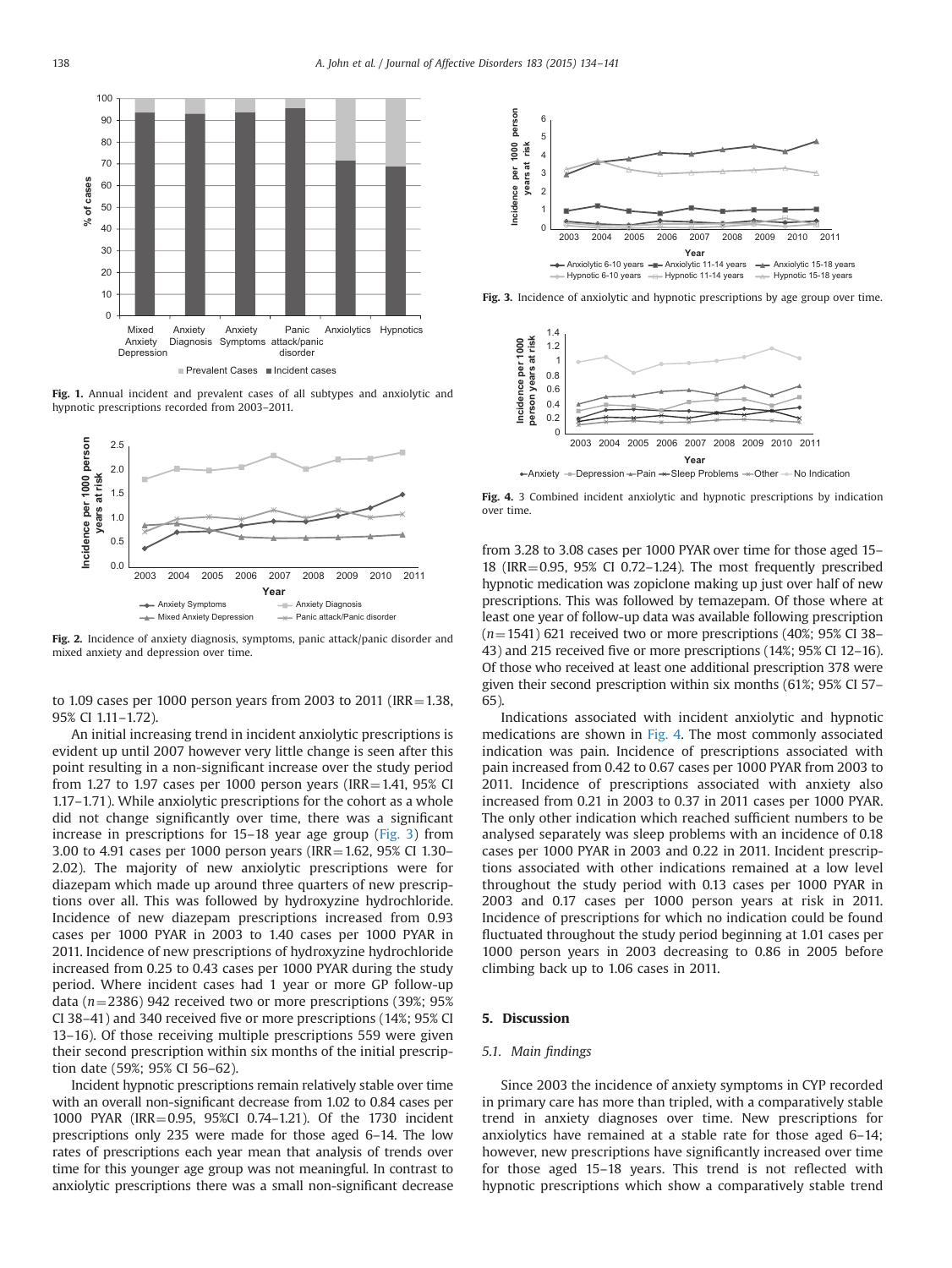Fig. 1. Annual incident and prevalent cases of all subtypes and anxiolytic and hypnotic prescriptions recorded from 2003–2011.

Fig. 2. Incidence of anxiety diagnosis, symptoms, panic attack/panic disorder and mixed anxiety and depression over time.

to 1.09 cases per 1000 person years from 2003 to 2011 (IRR = 1.38, 95% CI 1.11–1.72).

An initial increasing trend in incident anxiolytic prescriptions is evident up until 2007 however very little change is seen after this point resulting in a non-significant increase over the study period from 1.27 to 1.97 cases per 1000 person years (IRR = 1.41, 95% CI 1.17–1.71). While anxiolytic prescriptions for the cohort as a whole did not change significantly over time, there was a significant increase in prescriptions for 15–18 year age group (Fig. 3) from 3.00 to 4.91 cases per 1000 person years (IRR = 1.62, 95% CI 1.30–2.02). The majority of new anxiolytic prescriptions were for diazepam which made up around three quarters of new prescriptions over all. This was followed by hydroxyzine hydrochloride. Incidence of new diazepam prescriptions increased from 0.93 cases per 1000 PYAR in 2003 to 1.40 cases per 1000 PYAR in 2011. Incidence of new prescriptions of hydroxyzine hydrochloride increased from 0.25 to 0.43 cases per 1000 PYAR during the study period. Where incident cases had 1 year or more GP follow-up data ($n$ = 2386) 942 received two or more prescriptions (39%; 95% CI 38–41) and 340 received five or more prescriptions (14%; 95% CI 13–16). Of those receiving multiple prescriptions 559 were given their second prescription within six months of the initial prescription date (59%; 95% CI 56–62).

Incident hypnotic prescriptions remain relatively stable over time with an overall non-significant decrease from 1.02 to 0.84 cases per 1000 PYAR (IRR = 0.95, 95%CI 0.74–1.21). Of the 1730 incident prescriptions only 235 were made for those aged 6–14. The low rates of prescriptions each year mean that analysis of trends over time for this younger age group was not meaningful. In contrast to anxiolytic prescriptions there was a small non-significant decrease from 3.28 to 3.08 cases per 1000 PYAR over time for those aged 15–18 (IRR = 0.95, 95% CI 0.72–1.24). The most frequently prescribed hypnotic medication was zopiclone making up just over half of new prescriptions. This was followed by temazepam. Of those where at least one year of follow-up data was available following prescription ($n$ = 1541) 621 received two or more prescriptions (40%; 95% CI 38–43) and 215 received five or more prescriptions (14%; 95% CI 12–16). Of those who received at least one additional prescription 378 were given their second prescription within six months (61%; 95% CI 57–65).

Fig. 3. Incidence of anxiolytic and hypnotic prescriptions by age group over time.

Fig. 4. 3 Combined incident anxiolytic and hypnotic prescriptions by indication over time.

Indications associated with incident anxiolytic and hypnotic medications are shown in Fig. 4. The most commonly associated indication was pain. Incidence of prescriptions associated with pain increased from 0.42 to 0.67 cases per 1000 PYAR from 2003 to 2011. Incidence of prescriptions associated with anxiety also increased from 0.21 in 2003 to 0.37 in 2011 cases per 1000 PYAR. The only other indication which reached sufficient numbers to be analysed separately was sleep problems with an incidence of 0.18 cases per 1000 PYAR in 2003 and 0.22 in 2011. Incident prescriptions associated with other indications remained at a low level throughout the study period with 0.13 cases per 1000 PYAR in 2003 and 0.17 cases per 1000 person years at risk in 2011. Incidence of prescriptions for which no indication could be found fluctuated throughout the study period beginning at 1.01 cases per 1000 person years in 2003 decreasing to 0.86 in 2005 before climbing back up to 1.06 cases in 2011.

## 5. Discussion

### 5.1. Main findings

Since 2003 the incidence of anxiety symptoms in CYP recorded in primary care has more than tripled, with a comparatively stable trend in anxiety diagnoses over time. New prescriptions for anxiolytics have remained at a stable rate for those aged 6–14; however, new prescriptions have significantly increased over time for those aged 15–18 years. This trend is not reflected with hypnotic prescriptions which show a comparatively stable trend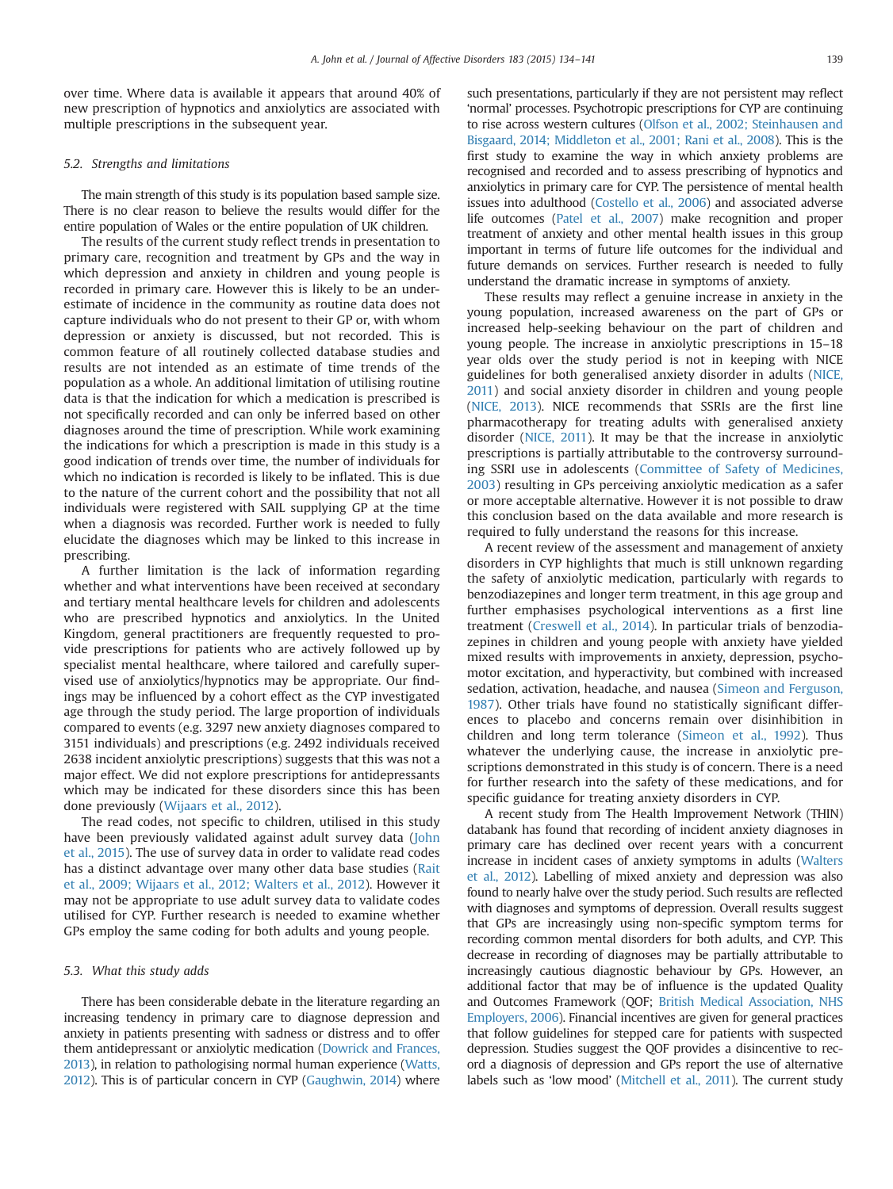over time. Where data is available it appears that around 40% of new prescription of hypnotics and anxiolytics are associated with multiple prescriptions in the subsequent year.

### 5.2. Strengths and limitations

The main strength of this study is its population based sample size. There is no clear reason to believe the results would differ for the entire population of Wales or the entire population of UK children.

The results of the current study reflect trends in presentation to primary care, recognition and treatment by GPs and the way in which depression and anxiety in children and young people is recorded in primary care. However this is likely to be an underestimate of incidence in the community as routine data does not capture individuals who do not present to their GP or, with whom depression or anxiety is discussed, but not recorded. This is common feature of all routinely collected database studies and results are not intended as an estimate of time trends of the population as a whole. An additional limitation of utilising routine data is that the indication for which a medication is prescribed is not specifically recorded and can only be inferred based on other diagnoses around the time of prescription. While work examining the indications for which a prescription is made in this study is a good indication of trends over time, the number of individuals for which no indication is recorded is likely to be inflated. This is due to the nature of the current cohort and the possibility that not all individuals were registered with SAIL supplying GP at the time when a diagnosis was recorded. Further work is needed to fully elucidate the diagnoses which may be linked to this increase in prescribing.

A further limitation is the lack of information regarding whether and what interventions have been received at secondary and tertiary mental healthcare levels for children and adolescents who are prescribed hypnotics and anxiolytics. In the United Kingdom, general practitioners are frequently requested to provide prescriptions for patients who are actively followed up by specialist mental healthcare, where tailored and carefully supervised use of anxiolytics/hypnotics may be appropriate. Our findings may be influenced by a cohort effect as the CYP investigated age through the study period. The large proportion of individuals compared to events (e.g. 3297 new anxiety diagnoses compared to 3151 individuals) and prescriptions (e.g. 2492 individuals received 2638 incident anxiolytic prescriptions) suggests that this was not a major effect. We did not explore prescriptions for antidepressants which may be indicated for these disorders since this has been done previously (Wijaars et al., 2012).

The read codes, not specific to children, utilised in this study have been previously validated against adult survey data (John et al., 2015). The use of survey data in order to validate read codes has a distinct advantage over many other data base studies (Rait et al., 2009; Wijaars et al., 2012; Walters et al., 2012). However it may not be appropriate to use adult survey data to validate codes utilised for CYP. Further research is needed to examine whether GPs employ the same coding for both adults and young people.

### 5.3. What this study adds

There has been considerable debate in the literature regarding an increasing tendency in primary care to diagnose depression and anxiety in patients presenting with sadness or distress and to offer them antidepressant or anxiolytic medication (Dowrick and Frances, 2013), in relation to pathologising normal human experience (Watts, 2012). This is of particular concern in CYP (Gaughwin, 2014) where such presentations, particularly if they are not persistent may reflect 'normal' processes. Psychotropic prescriptions for CYP are continuing to rise across western cultures (Olfson et al., 2002; Steinhausen and Bisgaard, 2014; Middleton et al., 2001; Rani et al., 2008). This is the first study to examine the way in which anxiety problems are recognised and recorded and to assess prescribing of hypnotics and anxiolytics in primary care for CYP. The persistence of mental health issues into adulthood (Costello et al., 2006) and associated adverse life outcomes (Patel et al., 2007) make recognition and proper treatment of anxiety and other mental health issues in this group important in terms of future life outcomes for the individual and future demands on services. Further research is needed to fully understand the dramatic increase in symptoms of anxiety.

These results may reflect a genuine increase in anxiety in the young population, increased awareness on the part of GPs or increased help-seeking behaviour on the part of children and young people. The increase in anxiolytic prescriptions in 15–18 year olds over the study period is not in keeping with NICE guidelines for both generalised anxiety disorder in adults (NICE, 2011) and social anxiety disorder in children and young people (NICE, 2013). NICE recommends that SSRIs are the first line pharmacotherapy for treating adults with generalised anxiety disorder (NICE, 2011). It may be that the increase in anxiolytic prescriptions in adolescents is partially attributable to the controversy surrounding SSRI use in adolescents (Committee of Safety of Medicines, 2003) resulting in GPs perceiving anxiolytic medication as a safer or more acceptable alternative. However it is not possible to draw this conclusion based on the data available and more research is required to fully understand the reasons for this increase.

A recent review of the assessment and management of anxiety disorders in CYP highlights that much is still unknown regarding the safety of anxiolytic medication, particularly with regards to benzodiazepines and longer term treatment, in this age group and further emphasises psychological interventions as a first line treatment (Creswell et al., 2014). In particular trials of benzodiazepines in children and young people with anxiety have yielded mixed results with improvements in anxiety, depression, psychomotor excitation, and hyperactivity, but combined with increased sedation, activation, headache, and nausea (Simeon and Ferguson, 1987). Other trials have found no statistically significant differences to placebo and concerns remain over disinhibition in children and long term tolerance (Simeon et al., 1992). Thus whatever the underlying cause, the increase in anxiolytic prescriptions demonstrated in this study is of concern. There is a need for further research into the safety of these medications, and for specific guidance for treating anxiety disorders in CYP.

A recent study from The Health Improvement Network (THIN) databank has found that recording of incident anxiety diagnoses in primary care has declined over recent years with a concurrent increase in incident cases of anxiety symptoms in adults (Walters et al., 2012). Labelling of mixed anxiety and depression was also found to nearly halve over the study period. Such results are reflected with diagnoses and symptoms of depression. Overall results suggest that GPs are increasingly using non-specific symptom terms for recording common mental disorders for both adults, and CYP. This decrease in recording of diagnoses may be partially attributable to increasingly cautious diagnostic behaviour by GPs. However, an additional factor that may be of influence is the updated Quality and Outcomes Framework (QOF; British Medical Association, NHS Employers, 2006). Financial incentives are given for general practices that follow guidelines for stepped care for patients with suspected depression. Studies suggest the QOF provides a disincentive to record a diagnosis of depression and GPs report the use of alternative labels such as 'low mood' (Mitchell et al., 2011). The current study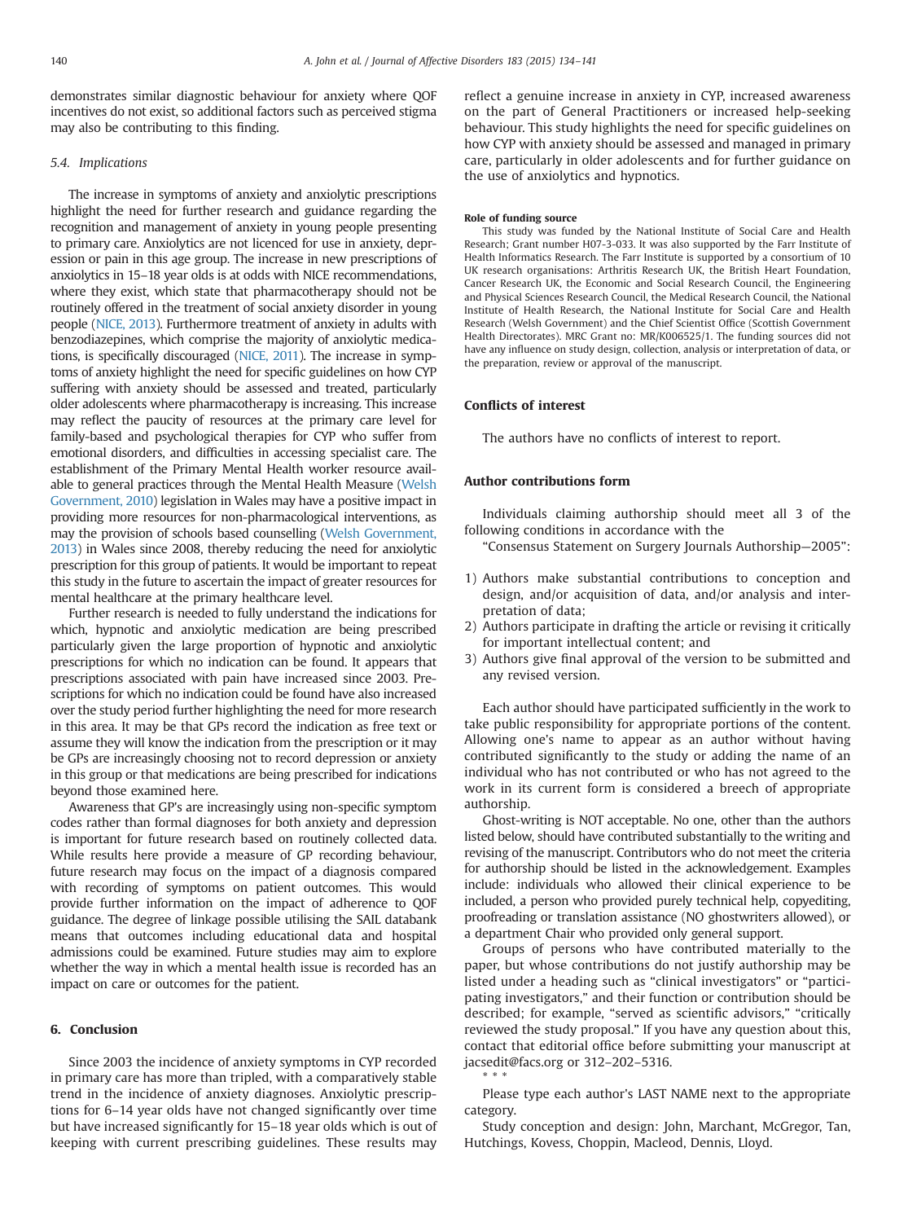demonstrates similar diagnostic behaviour for anxiety where QOF incentives do not exist, so additional factors such as perceived stigma may also be contributing to this finding.

### 5.4. Implications

The increase in symptoms of anxiety and anxiolytic prescriptions highlight the need for further research and guidance regarding the recognition and management of anxiety in young people presenting to primary care. Anxiolytics are not licenced for use in anxiety, depression or pain in this age group. The increase in new prescriptions of anxiolytics in 15–18 year olds is at odds with NICE recommendations, where they exist, which state that pharmacotherapy should not be routinely offered in the treatment of social anxiety disorder in young people (NICE, 2013). Furthermore treatment of anxiety in adults with benzodiazepines, which comprise the majority of anxiolytic medications, is specifically discouraged (NICE, 2011). The increase in symptoms of anxiety highlight the need for specific guidelines on how CYP suffering with anxiety should be assessed and treated, particularly older adolescents where pharmacotherapy is increasing. This increase may reflect the paucity of resources at the primary care level for family-based and psychological therapies for CYP who suffer from emotional disorders, and difficulties in accessing specialist care. The establishment of the Primary Mental Health worker resource available to general practices through the Mental Health Measure (Welsh Government, 2010) legislation in Wales may have a positive impact in providing more resources for non-pharmacological interventions, as may the provision of schools based counselling (Welsh Government, 2013) in Wales since 2008, thereby reducing the need for anxiolytic prescription for this group of patients. It would be important to repeat this study in the future to ascertain the impact of greater resources for mental healthcare at the primary healthcare level.

Further research is needed to fully understand the indications for which, hypnotic and anxiolytic medication are being prescribed particularly given the large proportion of hypnotic and anxiolytic prescriptions for which no indication can be found. It appears that prescriptions associated with pain have increased since 2003. Prescriptions for which no indication could be found have also increased over the study period further highlighting the need for more research in this area. It may be that GPs record the indication as free text or assume they will know the indication from the prescription or it may be GPs are increasingly choosing not to record depression or anxiety in this group or that medications are being prescribed for indications beyond those examined here.

Awareness that GP's are increasingly using non-specific symptom codes rather than formal diagnoses for both anxiety and depression is important for future research based on routinely collected data. While results here provide a measure of GP recording behaviour, future research may focus on the impact of a diagnosis compared with recording of symptoms on patient outcomes. This would provide further information on the impact of adherence to QOF guidance. The degree of linkage possible utilising the SAIL databank means that outcomes including educational data and hospital admissions could be examined. Future studies may aim to explore whether the way in which a mental health issue is recorded has an impact on care or outcomes for the patient.

## 6. Conclusion

Since 2003 the incidence of anxiety symptoms in CYP recorded in primary care has more than tripled, with a comparatively stable trend in the incidence of anxiety diagnoses. Anxiolytic prescriptions for 6–14 year olds have not changed significantly over time but have increased significantly for 15–18 year olds which is out of keeping with current prescribing guidelines. These results may reflect a genuine increase in anxiety in CYP, increased awareness on the part of General Practitioners or increased help-seeking behaviour. This study highlights the need for specific guidelines on how CYP with anxiety should be assessed and managed in primary care, particularly in older adolescents and for further guidance on the use of anxiolytics and hypnotics.

#### Role of funding source

This study was funded by the National Institute of Social Care and Health Research; Grant number H07-3-033. It was also supported by the Farr Institute of Health Informatics Research. The Farr Institute is supported by a consortium of 10 UK research organisations: Arthritis Research UK, the British Heart Foundation, Cancer Research UK, the Economic and Social Research Council, the Engineering and Physical Sciences Research Council, the Medical Research Council, the National Institute of Health Research, the National Institute for Social Care and Health Research (Welsh Government) and the Chief Scientist Office (Scottish Government Health Directorates). MRC Grant no: MR/K006525/1. The funding sources did not have any influence on study design, collection, analysis or interpretation of data, or the preparation, review or approval of the manuscript.

## Conflicts of interest

The authors have no conflicts of interest to report.

## Author contributions form

Individuals claiming authorship should meet all 3 of the following conditions in accordance with the

"Consensus Statement on Surgery Journals Authorship—2005":

1) Authors make substantial contributions to conception and design, and/or acquisition of data, and/or analysis and interpretation of data;
2) Authors participate in drafting the article or revising it critically for important intellectual content; and
3) Authors give final approval of the version to be submitted and any revised version.

Each author should have participated sufficiently in the work to take public responsibility for appropriate portions of the content. Allowing one's name to appear as an author without having contributed significantly to the study or adding the name of an individual who has not contributed or who has not agreed to the work in its current form is considered a breech of appropriate authorship.

Ghost-writing is NOT acceptable. No one, other than the authors listed below, should have contributed substantially to the writing and revising of the manuscript. Contributors who do not meet the criteria for authorship should be listed in the acknowledgement. Examples include: individuals who allowed their clinical experience to be included, a person who provided purely technical help, copyediting, proofreading or translation assistance (NO ghostwriters allowed), or a department Chair who provided only general support.

Groups of persons who have contributed materially to the paper, but whose contributions do not justify authorship may be listed under a heading such as "clinical investigators" or "participating investigators," and their function or contribution should be described; for example, "served as scientific advisors," "critically reviewed the study proposal." If you have any question about this, contact that editorial office before submitting your manuscript at jacsedit@facs.org or 312–202–5316.

\* \* \*

Please type each author's LAST NAME next to the appropriate category.

Study conception and design: John, Marchant, McGregor, Tan, Hutchings, Kovess, Choppin, Macleod, Dennis, Lloyd.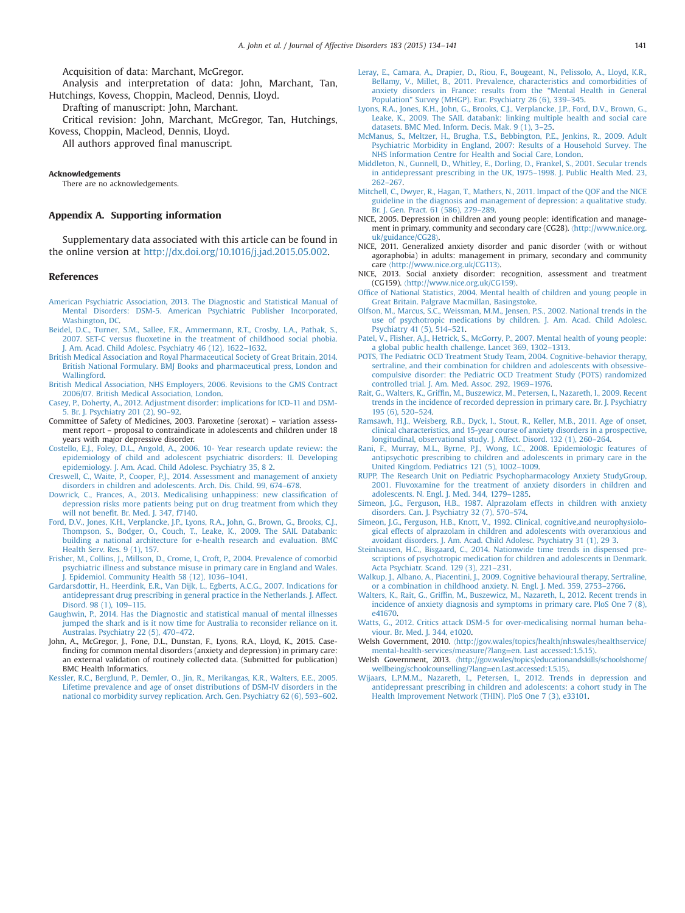Acquisition of data: Marchant, McGregor.

Analysis and interpretation of data: John, Marchant, Tan, Hutchings, Kovess, Choppin, Macleod, Dennis, Lloyd.

Drafting of manuscript: John, Marchant.

Critical revision: John, Marchant, McGregor, Tan, Hutchings, Kovess, Choppin, Macleod, Dennis, Lloyd.

All authors approved final manuscript.

### Acknowledgements

There are no acknowledgements.

## Appendix A. Supporting information

Supplementary data associated with this article can be found in the online version at http://dx.doi.org/10.1016/j.jad.2015.05.002.

## References

American Psychiatric Association, 2013. The Diagnostic and Statistical Manual of Mental Disorders: DSM-5. American Psychiatric Publisher Incorporated, Washington, DC.

Beidel, D.C., Turner, S.M., Sallee, F.R., Ammermann, R.T., Crosby, L.A., Pathak, S., 2007. SET-C versus fluoxetine in the treatment of childhood social phobia. J. Am. Acad. Child Adolesc. Psychiatry 46 (12), 1622–1632.

British Medical Association and Royal Pharmaceutical Society of Great Britain, 2014. British National Formulary. BMJ Books and pharmaceutical press, London and Wallingford.

British Medical Association, NHS Employers, 2006. Revisions to the GMS Contract 2006/07. British Medical Association, London.

Casey, P., Doherty, A., 2012. Adjustment disorder: implications for ICD-11 and DSM-5. Br. J. Psychiatry 201 (2), 90–92.

Committee of Safety of Medicines, 2003. Paroxetine (seroxat) – variation assessment report – proposal to contraindicate in adolescents and children under 18 years with major depressive disorder.

Costello, E.J., Foley, D.L., Angold, A., 2006. 10- Year research update review: the epidemiology of child and adolescent psychiatric disorders: II. Developing epidemiology. J. Am. Acad. Child Adolesc. Psychiatry 35, 8 2.

Creswell, C., Waite, P., Cooper, P.J., 2014. Assessment and management of anxiety disorders in children and adolescents. Arch. Dis. Child. 99, 674–678.

Dowrick, C., Frances, A., 2013. Medicalising unhappiness: new classification of depression risks more patients being put on drug treatment from which they will not benefit. Br. Med. J. 347, f7140.

Ford, D.V., Jones, K.H., Verplancke, J.P., Lyons, R.A., John, G., Brown, G., Brooks, C.J., Thompson, S., Bodger, O., Couch, T., Leake, K., 2009. The SAIL Databank: building a national architecture for e-health research and evaluation. BMC Health Serv. Res. 9 (1), 157.

Frisher, M., Collins, J., Millson, D., Crome, I., Croft, P., 2004. Prevalence of comorbid psychiatric illness and substance misuse in primary care in England and Wales. J. Epidemiol. Community Health 58 (12), 1036–1041.

Gardarsdottir, H., Heerdink, E.R., Van Dijk, L., Egberts, A.C.G., 2007. Indications for antidepressant drug prescribing in general practice in the Netherlands. J. Affect. Disord. 98 (1), 109–115.

Gaughwin, P., 2014. Has the Diagnostic and statistical manual of mental illnesses jumped the shark and is it now time for Australia to reconsider reliance on it. Australas. Psychiatry 22 (5), 470–472.

John, A., McGregor, J., Fone, D.L., Dunstan, F., Lyons, R.A., Lloyd, K., 2015. Case-finding for common mental disorders (anxiety and depression) in primary care: an external validation of routinely collected data. (Submitted for publication) BMC Health Informatics.

Kessler, R.C., Berglund, P., Demler, O., Jin, R., Merikangas, K.R., Walters, E.E., 2005. Lifetime prevalence and age of onset distributions of DSM-IV disorders in the national co morbidity survey replication. Arch. Gen. Psychiatry 62 (6), 593–602.

Leray, E., Camara, A., Drapier, D., Riou, F., Bougeant, N., Pelissolo, A., Lloyd, K.R., Bellamy, V., Millet, B., 2011. Prevalence, characteristics and comorbidities of anxiety disorders in France: results from the "Mental Health in General Population" Survey (MHGP). Eur. Psychiatry 26 (6), 339–345.

Lyons, R.A., Jones, K.H., John, G., Brooks, C.J., Verplancke, J.P., Ford, D.V., Brown, G., Leake, K., 2009. The SAIL databank: linking multiple health and social care datasets. BMC Med. Inform. Decis. Mak. 9 (1), 3–25.

McManus, S., Meltzer, H., Brugha, T.S., Bebbington, P.E., Jenkins, R., 2009. Adult Psychiatric Morbidity in England, 2007: Results of a Household Survey. The NHS Information Centre for Health and Social Care, London.

Middleton, N., Gunnell, D., Whitley, E., Dorling, D., Frankel, S., 2001. Secular trends in antidepressant prescribing in the UK, 1975–1998. J. Public Health Med. 23, 262–267.

Mitchell, C., Dwyer, R., Hagan, T., Mathers, N., 2011. Impact of the QOF and the NICE guideline in the diagnosis and management of depression: a qualitative study. Br. J. Gen. Pract. 61 (586), 279–289.

NICE, 2005. Depression in children and young people: identification and management in primary, community and secondary care (CG28). ⟨http://www.nice.org.uk/guidance/CG28⟩.

NICE, 2011. Generalized anxiety disorder and panic disorder (with or without agoraphobia) in adults: management in primary, secondary and community care ⟨http://www.nice.org.uk/CG113⟩.

NICE, 2013. Social anxiety disorder: recognition, assessment and treatment (CG159). ⟨http://www.nice.org.uk/CG159⟩.

Office of National Statistics, 2004. Mental health of children and young people in Great Britain. Palgrave Macmillan, Basingstoke.

Olfson, M., Marcus, S.C., Weissman, M.M., Jensen, P.S., 2002. National trends in the use of psychotropic medications by children. J. Am. Acad. Child Adolesc. Psychiatry 41 (5), 514–521.

Patel, V., Flisher, A.J., Hetrick, S., McGorry, P., 2007. Mental health of young people: a global public health challenge. Lancet 369, 1302–1313.

POTS, The Pediatric OCD Treatment Study Team, 2004. Cognitive-behavior therapy, sertraline, and their combination for children and adolescents with obsessive-compulsive disorder: the Pediatric OCD Treatment Study (POTS) randomized controlled trial. J. Am. Med. Assoc. 292, 1969–1976.

Rait, G., Walters, K., Griffin, M., Buszewicz, M., Petersen, I., Nazareth, I., 2009. Recent trends in the incidence of recorded depression in primary care. Br. J. Psychiatry 195 (6), 520–524.

Ramsawh, H.J., Weisberg, R.B., Dyck, I., Stout, R., Keller, M.B., 2011. Age of onset, clinical characteristics, and 15-year course of anxiety disorders in a prospective, longitudinal, observational study. J. Affect. Disord. 132 (1), 260–264.

Rani, F., Murray, M.L., Byrne, P.J., Wong, I.C., 2008. Epidemiologic features of antipsychotic prescribing to children and adolescents in primary care in the United Kingdom. Pediatrics 121 (5), 1002–1009.

RUPP, The Research Unit on Pediatric Psychopharmacology Anxiety StudyGroup, 2001. Fluvoxamine for the treatment of anxiety disorders in children and adolescents. N. Engl. J. Med. 344, 1279–1285.

Simeon, J.G., Ferguson, H.B., 1987. Alprazolam effects in children with anxiety disorders. Can. J. Psychiatry 32 (7), 570–574.

Simeon, J.G., Ferguson, H.B., Knott, V., 1992. Clinical, cognitive,and neurophysiological effects of alprazolam in children and adolescents with overanxious and avoidant disorders. J. Am. Acad. Child Adolesc. Psychiatry 31 (1), 29 3.

Steinhausen, H.C., Bisgaard, C., 2014. Nationwide time trends in dispensed prescriptions of psychotropic medication for children and adolescents in Denmark. Acta Psychiatr. Scand. 129 (3), 221–231.

Walkup, J., Albano, A., Piacentini, J., 2009. Cognitive behavioural therapy, Sertraline, or a combination in childhood anxiety. N. Engl. J. Med. 359, 2753–2766.

Walters, K., Rait, G., Griffin, M., Buszewicz, M., Nazareth, I., 2012. Recent trends in incidence of anxiety diagnosis and symptoms in primary care. PloS One 7 (8), e41670.

Watts, G., 2012. Critics attack DSM-5 for over-medicalising normal human behaviour. Br. Med. J. 344, e1020.

Welsh Government, 2010. ⟨http://gov.wales/topics/health/nhswales/healthservice/mental-health-services/measure/?lang=en. Last accessed:1.5.15⟩.

Welsh Government, 2013. ⟨http://gov.wales/topics/educationandskills/schoolshome/wellbeing/schoolcounselling/?lang=en.Last.accessed:1.5.15⟩.

Wijaars, L.P.M.M., Nazareth, I., Petersen, I., 2012. Trends in depression and antidepressant prescribing in children and adolescents: a cohort study in The Health Improvement Network (THIN). PloS One 7 (3), e33101.